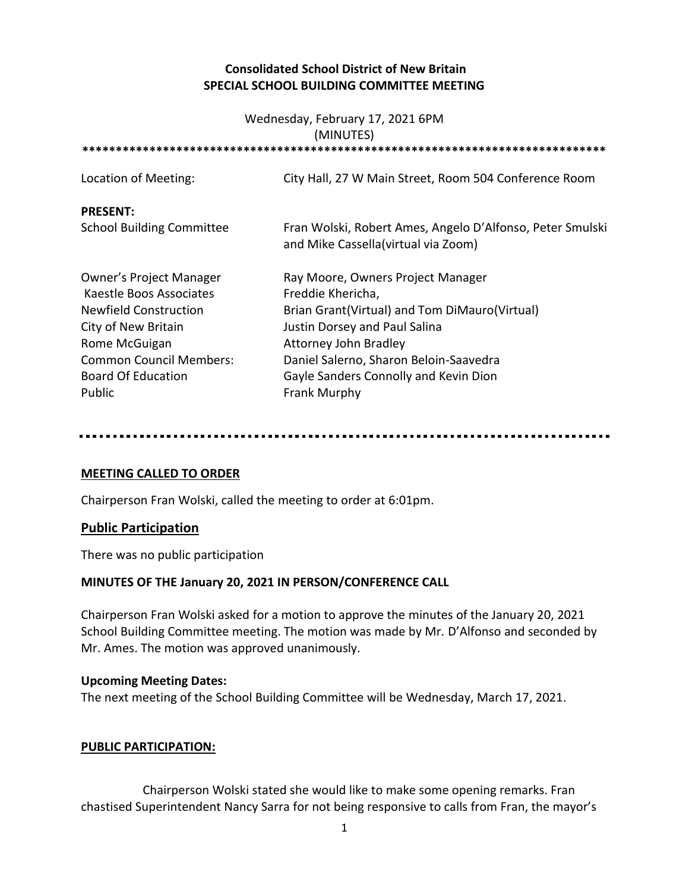**Consolidated School District of New Britain**
**SPECIAL SCHOOL BUILDING COMMITTEE MEETING**

Wednesday, February 17, 2021 6PM
(MINUTES)

*******************************************************************************

| | |
|---|---|
| Location of Meeting: | City Hall, 27 W Main Street, Room 504 Conference Room |
| **PRESENT:** | |
| School Building Committee | Fran Wolski, Robert Ames, Angelo D'Alfonso, Peter Smulski and Mike Cassella(virtual via Zoom) |
| Owner's Project Manager | Ray Moore, Owners Project Manager |
| Kaestle Boos Associates | Freddie Khericha, |
| Newfield Construction | Brian Grant(Virtual) and Tom DiMauro(Virtual) |
| City of New Britain | Justin Dorsey and Paul Salina |
| Rome McGuigan | Attorney John Bradley |
| Common Council Members: | Daniel Salerno, Sharon Beloin-Saavedra |
| Board Of Education | Gayle Sanders Connolly and Kevin Dion |
| Public | Frank Murphy |

---

**MEETING CALLED TO ORDER**

Chairperson Fran Wolski, called the meeting to order at 6:01pm.

## Public Participation

There was no public participation

**MINUTES OF THE January 20, 2021 IN PERSON/CONFERENCE CALL**

Chairperson Fran Wolski asked for a motion to approve the minutes of the January 20, 2021 School Building Committee meeting. The motion was made by Mr. D'Alfonso and seconded by Mr. Ames. The motion was approved unanimously.

**Upcoming Meeting Dates:**
The next meeting of the School Building Committee will be Wednesday, March 17, 2021.

**PUBLIC PARTICIPATION:**

Chairperson Wolski stated she would like to make some opening remarks. Fran chastised Superintendent Nancy Sarra for not being responsive to calls from Fran, the mayor's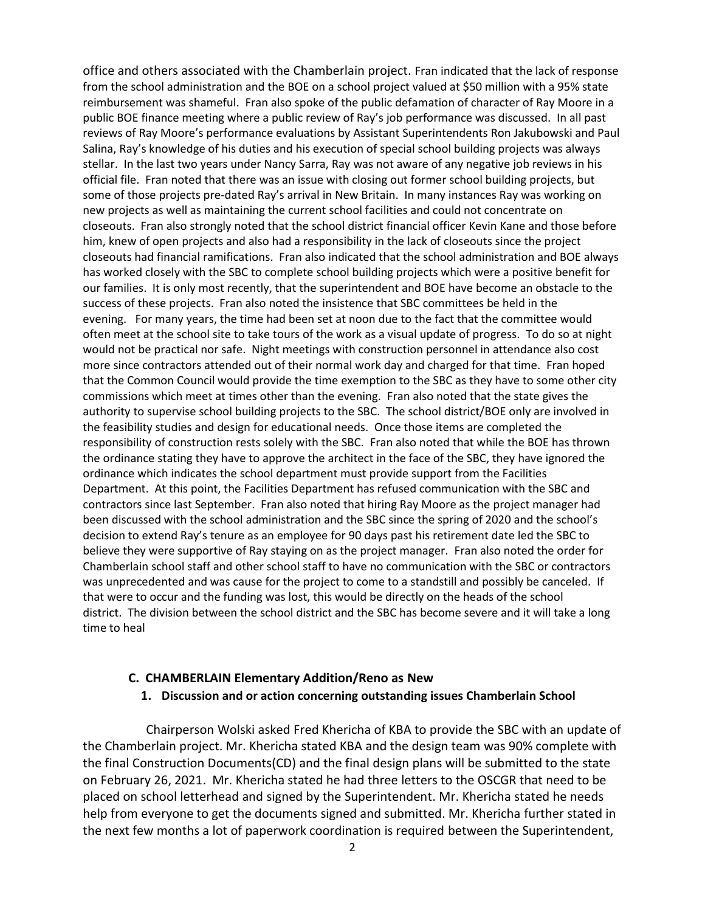office and others associated with the Chamberlain project. Fran indicated that the lack of response from the school administration and the BOE on a school project valued at $50 million with a 95% state reimbursement was shameful. Fran also spoke of the public defamation of character of Ray Moore in a public BOE finance meeting where a public review of Ray's job performance was discussed. In all past reviews of Ray Moore's performance evaluations by Assistant Superintendents Ron Jakubowski and Paul Salina, Ray's knowledge of his duties and his execution of special school building projects was always stellar. In the last two years under Nancy Sarra, Ray was not aware of any negative job reviews in his official file. Fran noted that there was an issue with closing out former school building projects, but some of those projects pre-dated Ray's arrival in New Britain. In many instances Ray was working on new projects as well as maintaining the current school facilities and could not concentrate on closeouts. Fran also strongly noted that the school district financial officer Kevin Kane and those before him, knew of open projects and also had a responsibility in the lack of closeouts since the project closeouts had financial ramifications. Fran also indicated that the school administration and BOE always has worked closely with the SBC to complete school building projects which were a positive benefit for our families. It is only most recently, that the superintendent and BOE have become an obstacle to the success of these projects. Fran also noted the insistence that SBC committees be held in the evening. For many years, the time had been set at noon due to the fact that the committee would often meet at the school site to take tours of the work as a visual update of progress. To do so at night would not be practical nor safe. Night meetings with construction personnel in attendance also cost more since contractors attended out of their normal work day and charged for that time. Fran hoped that the Common Council would provide the time exemption to the SBC as they have to some other city commissions which meet at times other than the evening. Fran also noted that the state gives the authority to supervise school building projects to the SBC. The school district/BOE only are involved in the feasibility studies and design for educational needs. Once those items are completed the responsibility of construction rests solely with the SBC. Fran also noted that while the BOE has thrown the ordinance stating they have to approve the architect in the face of the SBC, they have ignored the ordinance which indicates the school department must provide support from the Facilities Department. At this point, the Facilities Department has refused communication with the SBC and contractors since last September. Fran also noted that hiring Ray Moore as the project manager had been discussed with the school administration and the SBC since the spring of 2020 and the school's decision to extend Ray's tenure as an employee for 90 days past his retirement date led the SBC to believe they were supportive of Ray staying on as the project manager. Fran also noted the order for Chamberlain school staff and other school staff to have no communication with the SBC or contractors was unprecedented and was cause for the project to come to a standstill and possibly be canceled. If that were to occur and the funding was lost, this would be directly on the heads of the school district. The division between the school district and the SBC has become severe and it will take a long time to heal

**C. CHAMBERLAIN Elementary Addition/Reno as New**

**1. Discussion and or action concerning outstanding issues Chamberlain School**

Chairperson Wolski asked Fred Khericha of KBA to provide the SBC with an update of the Chamberlain project. Mr. Khericha stated KBA and the design team was 90% complete with the final Construction Documents(CD) and the final design plans will be submitted to the state on February 26, 2021. Mr. Khericha stated he had three letters to the OSCGR that need to be placed on school letterhead and signed by the Superintendent. Mr. Khericha stated he needs help from everyone to get the documents signed and submitted. Mr. Khericha further stated in the next few months a lot of paperwork coordination is required between the Superintendent,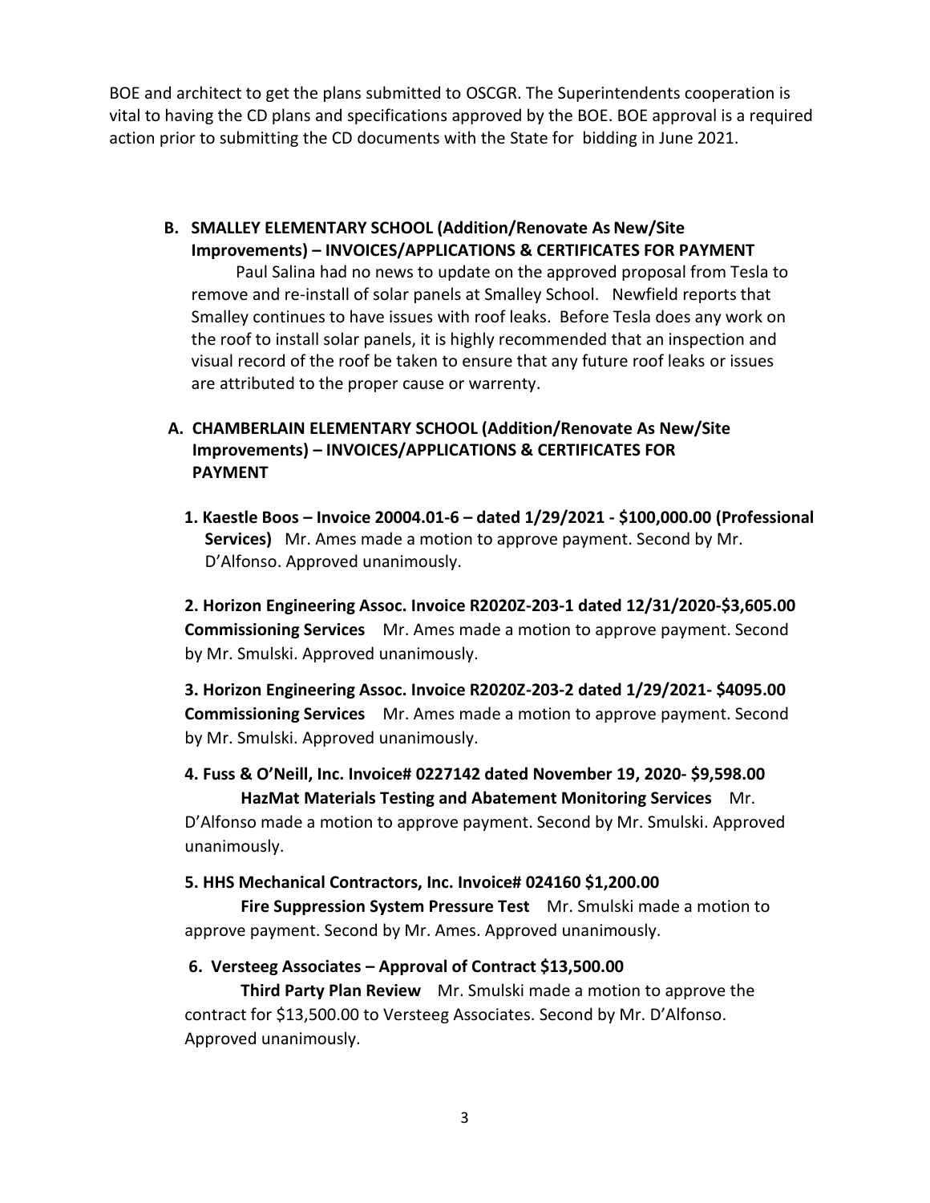BOE and architect to get the plans submitted to OSCGR. The Superintendents cooperation is vital to having the CD plans and specifications approved by the BOE. BOE approval is a required action prior to submitting the CD documents with the State for bidding in June 2021.

**B. SMALLEY ELEMENTARY SCHOOL (Addition/Renovate As New/Site Improvements) – INVOICES/APPLICATIONS & CERTIFICATES FOR PAYMENT**

Paul Salina had no news to update on the approved proposal from Tesla to remove and re-install of solar panels at Smalley School. Newfield reports that Smalley continues to have issues with roof leaks. Before Tesla does any work on the roof to install solar panels, it is highly recommended that an inspection and visual record of the roof be taken to ensure that any future roof leaks or issues are attributed to the proper cause or warrenty.

**A. CHAMBERLAIN ELEMENTARY SCHOOL (Addition/Renovate As New/Site Improvements) – INVOICES/APPLICATIONS & CERTIFICATES FOR PAYMENT**

**1. Kaestle Boos – Invoice 20004.01-6 – dated 1/29/2021 - $100,000.00 (Professional Services)** Mr. Ames made a motion to approve payment. Second by Mr. D'Alfonso. Approved unanimously.

**2. Horizon Engineering Assoc. Invoice R2020Z-203-1 dated 12/31/2020-$3,605.00 Commissioning Services** Mr. Ames made a motion to approve payment. Second by Mr. Smulski. Approved unanimously.

**3. Horizon Engineering Assoc. Invoice R2020Z-203-2 dated 1/29/2021- $4095.00 Commissioning Services** Mr. Ames made a motion to approve payment. Second by Mr. Smulski. Approved unanimously.

**4. Fuss & O'Neill, Inc. Invoice# 0227142 dated November 19, 2020- $9,598.00 HazMat Materials Testing and Abatement Monitoring Services** Mr. D'Alfonso made a motion to approve payment. Second by Mr. Smulski. Approved unanimously.

**5. HHS Mechanical Contractors, Inc. Invoice# 024160 $1,200.00 Fire Suppression System Pressure Test** Mr. Smulski made a motion to approve payment. Second by Mr. Ames. Approved unanimously.

**6. Versteeg Associates – Approval of Contract $13,500.00 Third Party Plan Review** Mr. Smulski made a motion to approve the contract for $13,500.00 to Versteeg Associates. Second by Mr. D'Alfonso. Approved unanimously.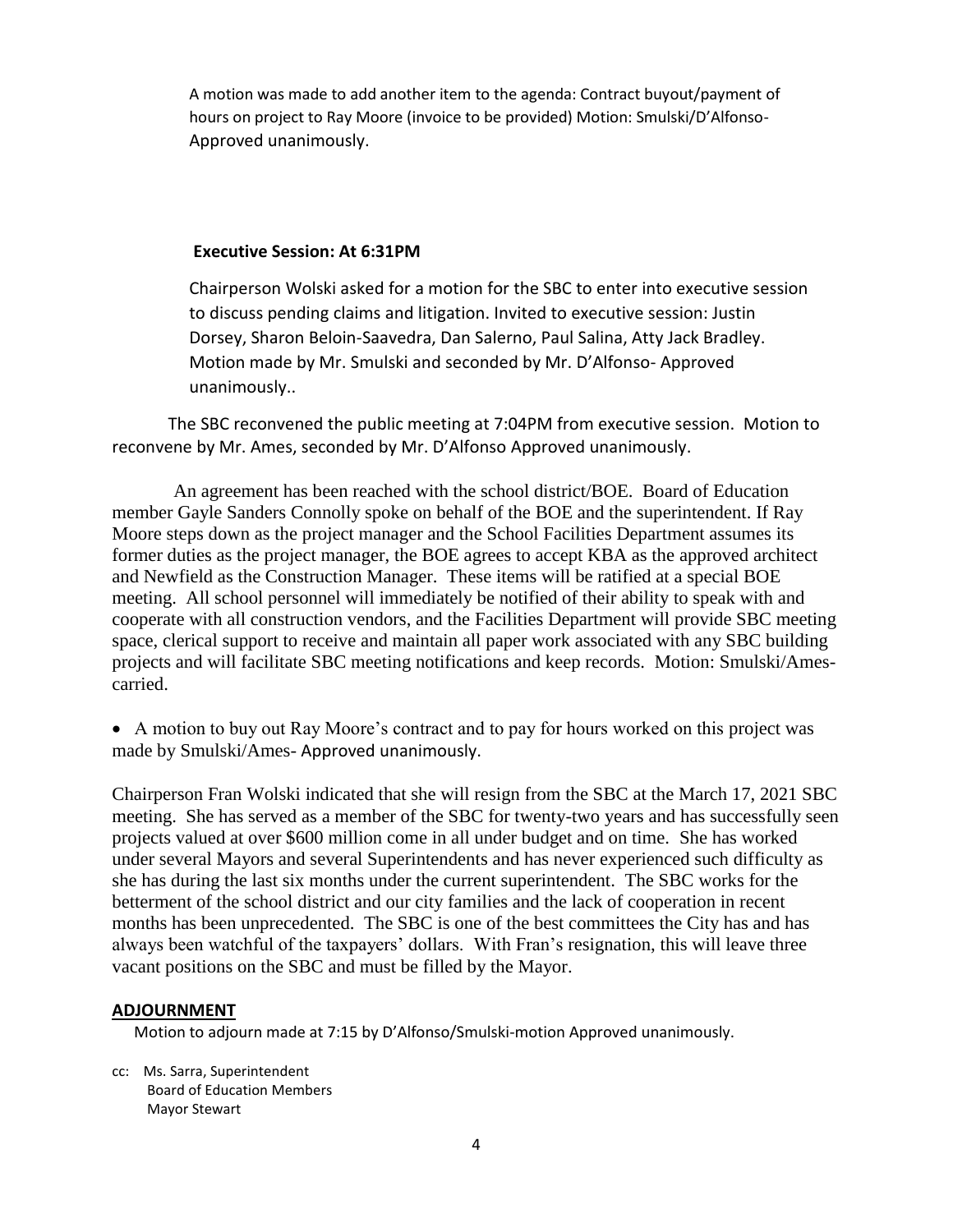A motion was made to add another item to the agenda: Contract buyout/payment of hours on project to Ray Moore (invoice to be provided) Motion: Smulski/D'Alfonso- Approved unanimously.

**Executive Session: At 6:31PM**

Chairperson Wolski asked for a motion for the SBC to enter into executive session to discuss pending claims and litigation. Invited to executive session: Justin Dorsey, Sharon Beloin-Saavedra, Dan Salerno, Paul Salina, Atty Jack Bradley. Motion made by Mr. Smulski and seconded by Mr. D'Alfonso- Approved unanimously..

The SBC reconvened the public meeting at 7:04PM from executive session. Motion to reconvene by Mr. Ames, seconded by Mr. D'Alfonso Approved unanimously.

An agreement has been reached with the school district/BOE. Board of Education member Gayle Sanders Connolly spoke on behalf of the BOE and the superintendent. If Ray Moore steps down as the project manager and the School Facilities Department assumes its former duties as the project manager, the BOE agrees to accept KBA as the approved architect and Newfield as the Construction Manager. These items will be ratified at a special BOE meeting. All school personnel will immediately be notified of their ability to speak with and cooperate with all construction vendors, and the Facilities Department will provide SBC meeting space, clerical support to receive and maintain all paper work associated with any SBC building projects and will facilitate SBC meeting notifications and keep records. Motion: Smulski/Ames- carried.

- A motion to buy out Ray Moore's contract and to pay for hours worked on this project was made by Smulski/Ames- Approved unanimously.

Chairperson Fran Wolski indicated that she will resign from the SBC at the March 17, 2021 SBC meeting. She has served as a member of the SBC for twenty-two years and has successfully seen projects valued at over $600 million come in all under budget and on time. She has worked under several Mayors and several Superintendents and has never experienced such difficulty as she has during the last six months under the current superintendent. The SBC works for the betterment of the school district and our city families and the lack of cooperation in recent months has been unprecedented. The SBC is one of the best committees the City has and has always been watchful of the taxpayers' dollars. With Fran's resignation, this will leave three vacant positions on the SBC and must be filled by the Mayor.

**ADJOURNMENT**

Motion to adjourn made at 7:15 by D'Alfonso/Smulski-motion Approved unanimously.

cc: Ms. Sarra, Superintendent
Board of Education Members
Mayor Stewart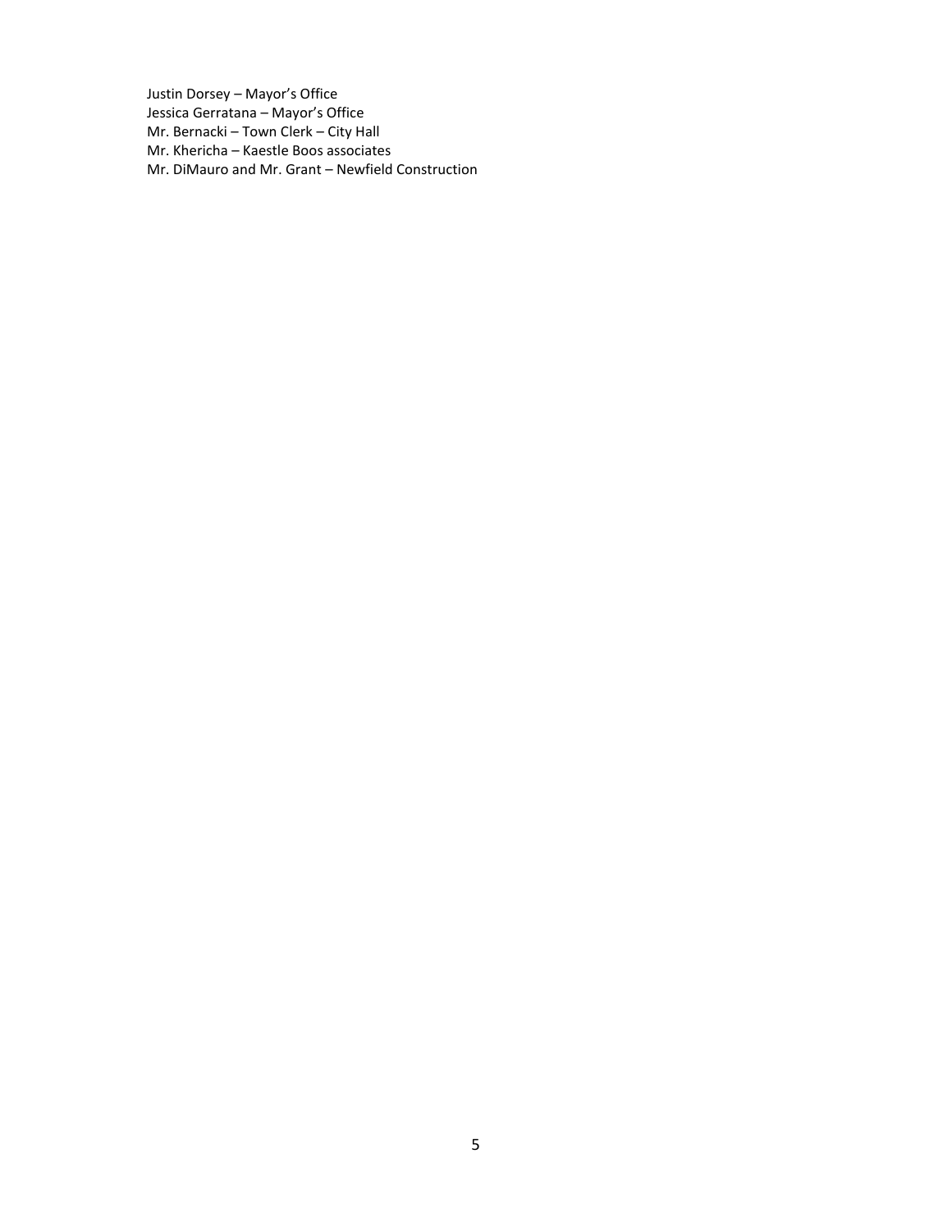Justin Dorsey – Mayor's Office
Jessica Gerratana – Mayor's Office
Mr. Bernacki – Town Clerk – City Hall
Mr. Khericha – Kaestle Boos associates
Mr. DiMauro and Mr. Grant – Newfield Construction